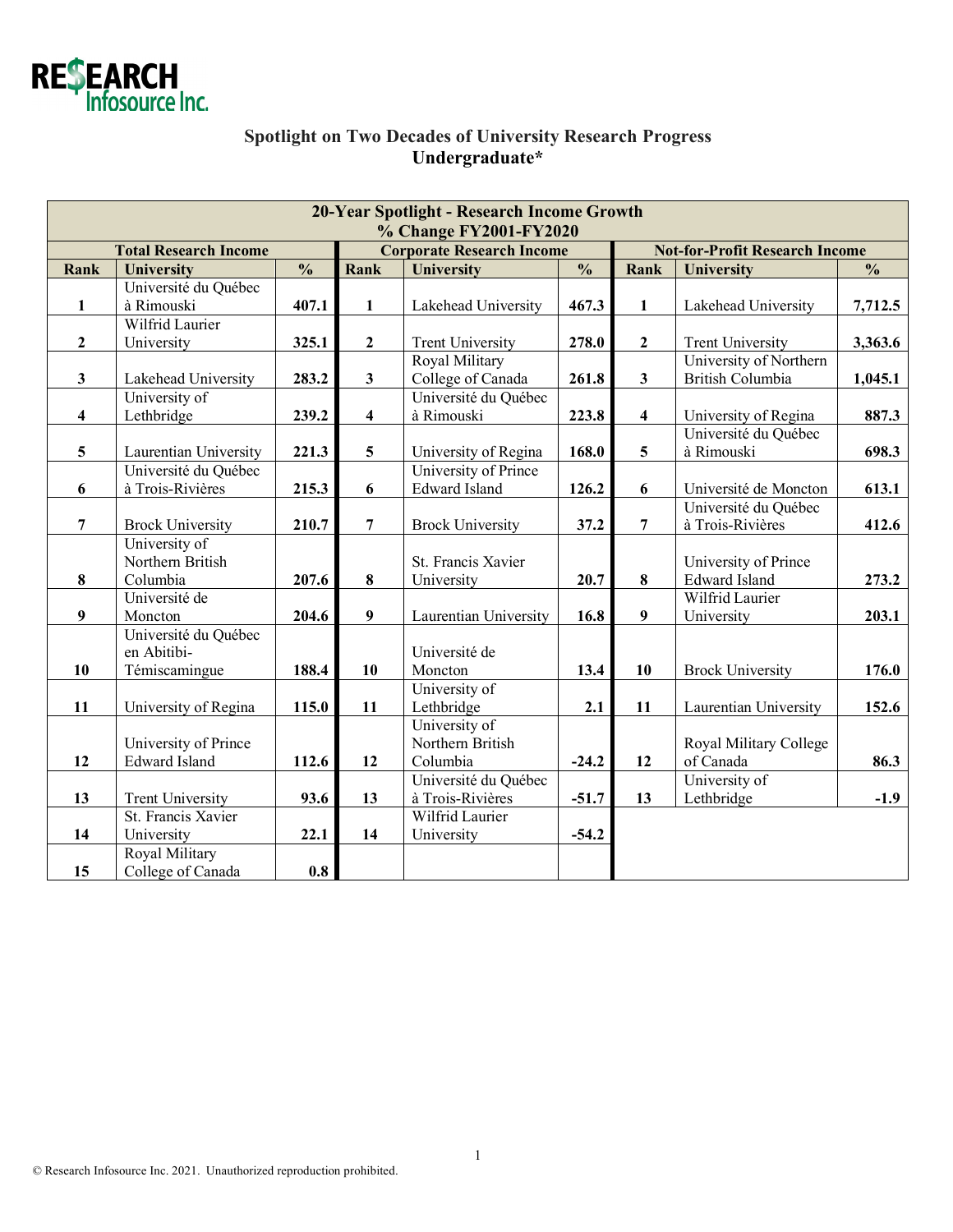RE$EARCH Infosource Inc.

## Spotlight on Two Decades of University Research Progress
## Undergraduate*

| 20-Year Spotlight - Research Income Growth % Change FY2001-FY2020 | | | | | | | | |
|---|---|---|---|---|---|---|---|---|
| **Total Research Income** | | | **Corporate Research Income** | | | **Not-for-Profit Research Income** | | |
| **Rank** | **University** | **%** | **Rank** | **University** | **%** | **Rank** | **University** | **%** |
| **1** | Université du Québec à Rimouski | **407.1** | **1** | Lakehead University | **467.3** | **1** | Lakehead University | **7,712.5** |
| **2** | Wilfrid Laurier University | **325.1** | **2** | Trent University | **278.0** | **2** | Trent University | **3,363.6** |
| **3** | Lakehead University | **283.2** | **3** | Royal Military College of Canada | **261.8** | **3** | University of Northern British Columbia | **1,045.1** |
| **4** | University of Lethbridge | **239.2** | **4** | Université du Québec à Rimouski | **223.8** | **4** | University of Regina | **887.3** |
| **5** | Laurentian University | **221.3** | **5** | University of Regina | **168.0** | **5** | Université du Québec à Rimouski | **698.3** |
| **6** | Université du Québec à Trois-Rivières | **215.3** | **6** | University of Prince Edward Island | **126.2** | **6** | Université de Moncton | **613.1** |
| **7** | Brock University | **210.7** | **7** | Brock University | **37.2** | **7** | Université du Québec à Trois-Rivières | **412.6** |
| **8** | University of Northern British Columbia | **207.6** | **8** | St. Francis Xavier University | **20.7** | **8** | University of Prince Edward Island | **273.2** |
| **9** | Université de Moncton | **204.6** | **9** | Laurentian University | **16.8** | **9** | Wilfrid Laurier University | **203.1** |
| **10** | Université du Québec en Abitibi-Témiscamingue | **188.4** | **10** | Université de Moncton | **13.4** | **10** | Brock University | **176.0** |
| **11** | University of Regina | **115.0** | **11** | University of Lethbridge | **2.1** | **11** | Laurentian University | **152.6** |
| **12** | University of Prince Edward Island | **112.6** | **12** | University of Northern British Columbia | **-24.2** | **12** | Royal Military College of Canada | **86.3** |
| **13** | Trent University | **93.6** | **13** | Université du Québec à Trois-Rivières | **-51.7** | **13** | University of Lethbridge | **-1.9** |
| **14** | St. Francis Xavier University | **22.1** | **14** | Wilfrid Laurier University | **-54.2** | | | |
| **15** | Royal Military College of Canada | **0.8** | | | | | | |

© Research Infosource Inc. 2021. Unauthorized reproduction prohibited.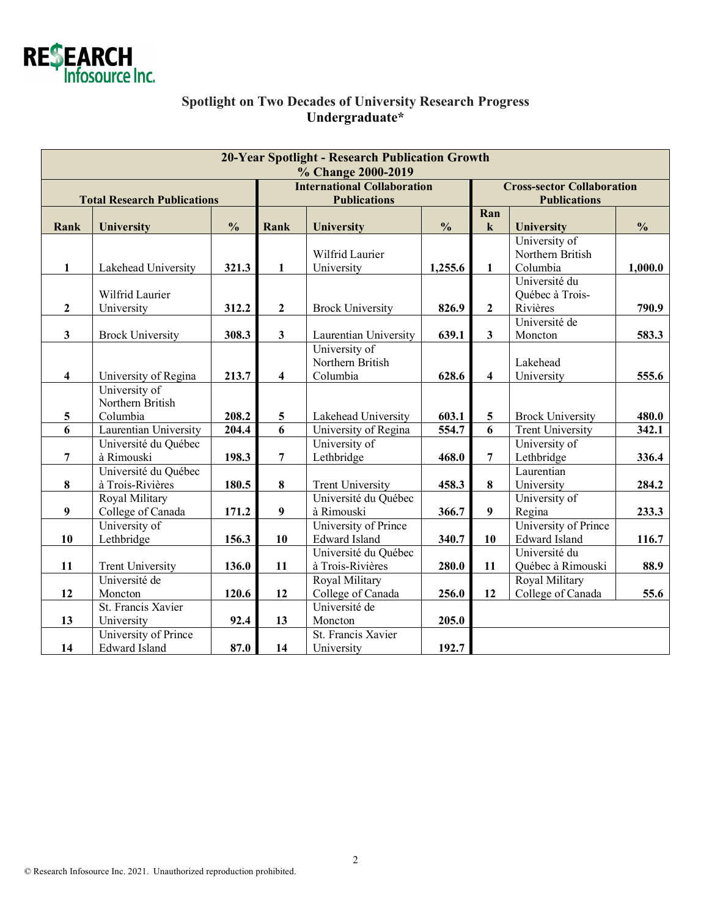## Spotlight on Two Decades of University Research Progress
## Undergraduate*

| 20-Year Spotlight - Research Publication Growth % Change 2000-2019 | | | | | | | | |
|---|---|---|---|---|---|---|---|---|
| Total Research Publications | | | International Collaboration Publications | | | Cross-sector Collaboration Publications | | |
| **Rank** | **University** | **%** | **Rank** | **University** | **%** | **Rank** | **University** | **%** |
| **1** | Lakehead University | **321.3** | **1** | Wilfrid Laurier University | **1,255.6** | **1** | University of Northern British Columbia | **1,000.0** |
| **2** | Wilfrid Laurier University | **312.2** | **2** | Brock University | **826.9** | **2** | Université du Québec à Trois-Rivières | **790.9** |
| **3** | Brock University | **308.3** | **3** | Laurentian University | **639.1** | **3** | Université de Moncton | **583.3** |
| **4** | University of Regina | **213.7** | **4** | University of Northern British Columbia | **628.6** | **4** | Lakehead University | **555.6** |
| **5** | University of Northern British Columbia | **208.2** | **5** | Lakehead University | **603.1** | **5** | Brock University | **480.0** |
| **6** | Laurentian University | **204.4** | **6** | University of Regina | **554.7** | **6** | Trent University | **342.1** |
| **7** | Université du Québec à Rimouski | **198.3** | **7** | University of Lethbridge | **468.0** | **7** | University of Lethbridge | **336.4** |
| **8** | Université du Québec à Trois-Rivières | **180.5** | **8** | Trent University | **458.3** | **8** | Laurentian University | **284.2** |
| **9** | Royal Military College of Canada | **171.2** | **9** | Université du Québec à Rimouski | **366.7** | **9** | University of Regina | **233.3** |
| **10** | University of Lethbridge | **156.3** | **10** | University of Prince Edward Island | **340.7** | **10** | University of Prince Edward Island | **116.7** |
| **11** | Trent University | **136.0** | **11** | Université du Québec à Trois-Rivières | **280.0** | **11** | Université du Québec à Rimouski | **88.9** |
| **12** | Université de Moncton | **120.6** | **12** | Royal Military College of Canada | **256.0** | **12** | Royal Military College of Canada | **55.6** |
| **13** | St. Francis Xavier University | **92.4** | **13** | Université de Moncton | **205.0** | | | |
| **14** | University of Prince Edward Island | **87.0** | **14** | St. Francis Xavier University | **192.7** | | | |

© Research Infosource Inc. 2021. Unauthorized reproduction prohibited.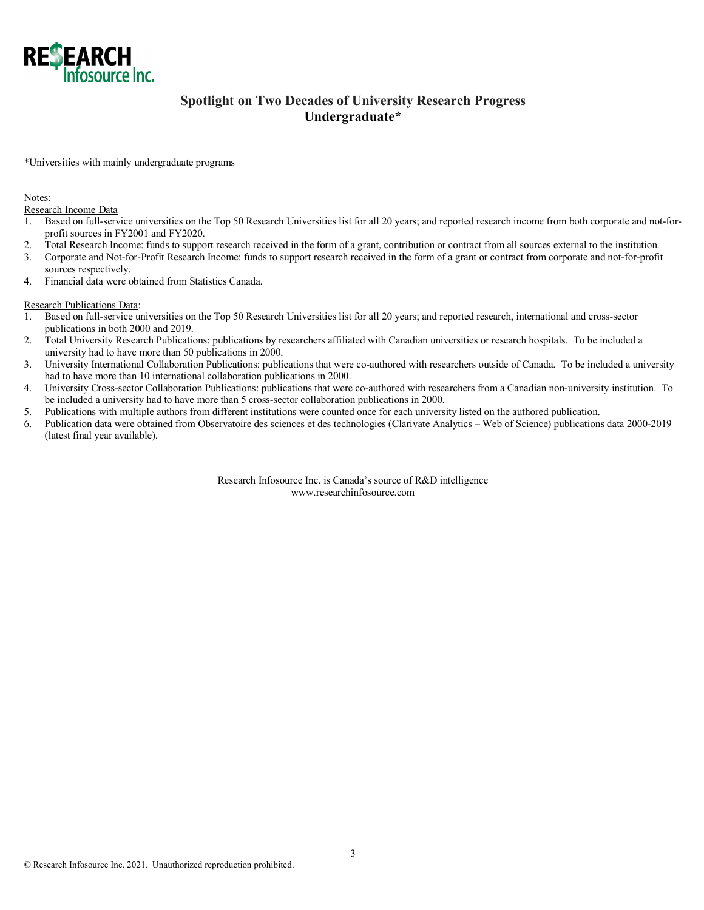RE$EARCH Infosource Inc.

# Spotlight on Two Decades of University Research Progress
## Undergraduate*

*Universities with mainly undergraduate programs

Notes:

Research Income Data

1. Based on full-service universities on the Top 50 Research Universities list for all 20 years; and reported research income from both corporate and not-for-profit sources in FY2001 and FY2020.
2. Total Research Income: funds to support research received in the form of a grant, contribution or contract from all sources external to the institution.
3. Corporate and Not-for-Profit Research Income: funds to support research received in the form of a grant or contract from corporate and not-for-profit sources respectively.
4. Financial data were obtained from Statistics Canada.

Research Publications Data:

1. Based on full-service universities on the Top 50 Research Universities list for all 20 years; and reported research, international and cross-sector publications in both 2000 and 2019.
2. Total University Research Publications: publications by researchers affiliated with Canadian universities or research hospitals. To be included a university had to have more than 50 publications in 2000.
3. University International Collaboration Publications: publications that were co-authored with researchers outside of Canada. To be included a university had to have more than 10 international collaboration publications in 2000.
4. University Cross-sector Collaboration Publications: publications that were co-authored with researchers from a Canadian non-university institution. To be included a university had to have more than 5 cross-sector collaboration publications in 2000.
5. Publications with multiple authors from different institutions were counted once for each university listed on the authored publication.
6. Publication data were obtained from Observatoire des sciences et des technologies (Clarivate Analytics – Web of Science) publications data 2000-2019 (latest final year available).

Research Infosource Inc. is Canada's source of R&D intelligence
www.researchinfosource.com

© Research Infosource Inc. 2021. Unauthorized reproduction prohibited.